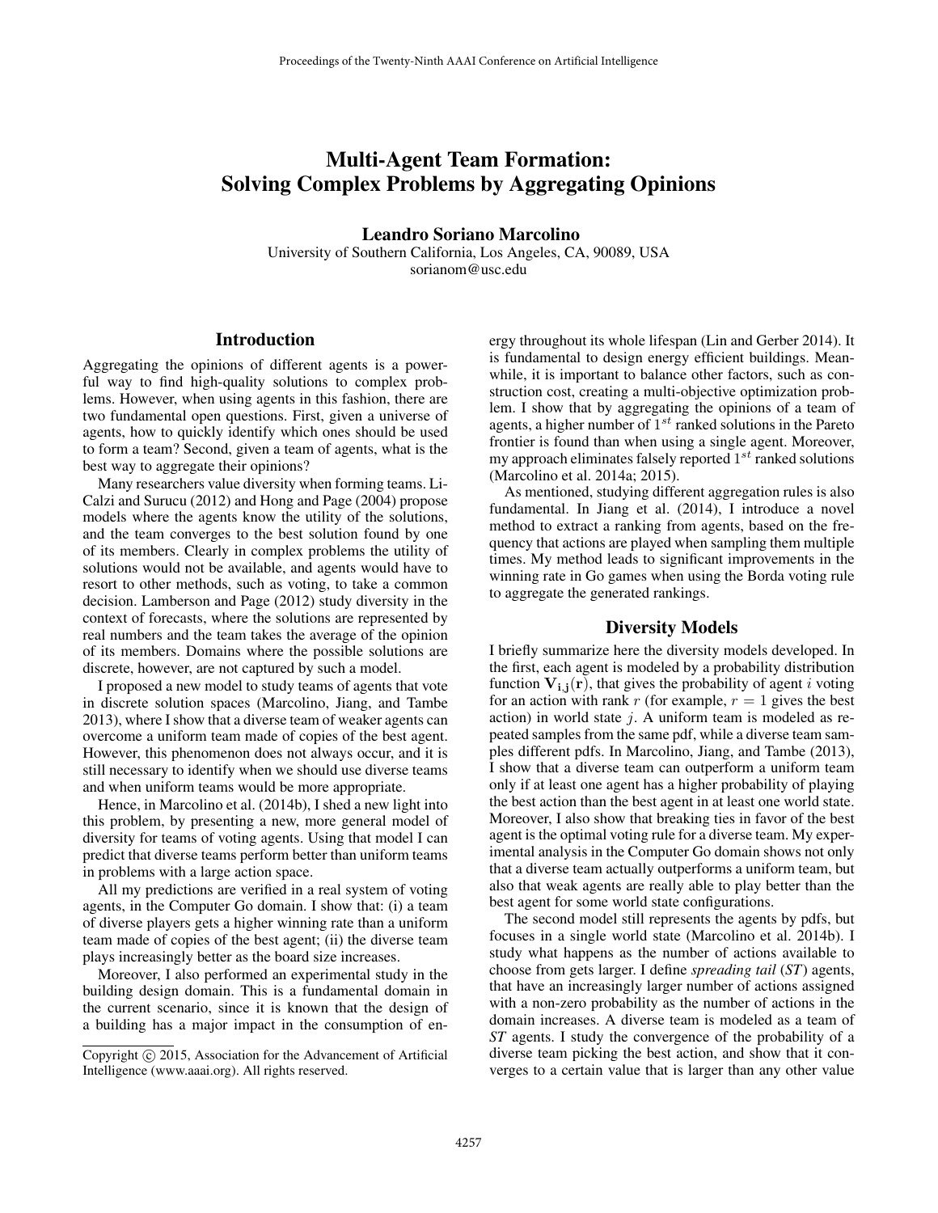# Multi-Agent Team Formation: Solving Complex Problems by Aggregating Opinions

**Leandro Soriano Marcolino**
University of Southern California, Los Angeles, CA, 90089, USA
sorianom@usc.edu

## Introduction

Aggregating the opinions of different agents is a powerful way to find high-quality solutions to complex problems. However, when using agents in this fashion, there are two fundamental open questions. First, given a universe of agents, how to quickly identify which ones should be used to form a team? Second, given a team of agents, what is the best way to aggregate their opinions?

Many researchers value diversity when forming teams. LiCalzi and Surucu (2012) and Hong and Page (2004) propose models where the agents know the utility of the solutions, and the team converges to the best solution found by one of its members. Clearly in complex problems the utility of solutions would not be available, and agents would have to resort to other methods, such as voting, to take a common decision. Lamberson and Page (2012) study diversity in the context of forecasts, where the solutions are represented by real numbers and the team takes the average of the opinion of its members. Domains where the possible solutions are discrete, however, are not captured by such a model.

I proposed a new model to study teams of agents that vote in discrete solution spaces (Marcolino, Jiang, and Tambe 2013), where I show that a diverse team of weaker agents can overcome a uniform team made of copies of the best agent. However, this phenomenon does not always occur, and it is still necessary to identify when we should use diverse teams and when uniform teams would be more appropriate.

Hence, in Marcolino et al. (2014b), I shed a new light into this problem, by presenting a new, more general model of diversity for teams of voting agents. Using that model I can predict that diverse teams perform better than uniform teams in problems with a large action space.

All my predictions are verified in a real system of voting agents, in the Computer Go domain. I show that: (i) a team of diverse players gets a higher winning rate than a uniform team made of copies of the best agent; (ii) the diverse team plays increasingly better as the board size increases.

Moreover, I also performed an experimental study in the building design domain. This is a fundamental domain in the current scenario, since it is known that the design of a building has a major impact in the consumption of energy throughout its whole lifespan (Lin and Gerber 2014). It is fundamental to design energy efficient buildings. Meanwhile, it is important to balance other factors, such as construction cost, creating a multi-objective optimization problem. I show that by aggregating the opinions of a team of agents, a higher number of $1^{st}$ ranked solutions in the Pareto frontier is found than when using a single agent. Moreover, my approach eliminates falsely reported $1^{st}$ ranked solutions (Marcolino et al. 2014a; 2015).

As mentioned, studying different aggregation rules is also fundamental. In Jiang et al. (2014), I introduce a novel method to extract a ranking from agents, based on the frequency that actions are played when sampling them multiple times. My method leads to significant improvements in the winning rate in Go games when using the Borda voting rule to aggregate the generated rankings.

## Diversity Models

I briefly summarize here the diversity models developed. In the first, each agent is modeled by a probability distribution function $\mathbf{V_{i,j}(r)}$, that gives the probability of agent $i$ voting for an action with rank $r$ (for example, $r = 1$ gives the best action) in world state $j$. A uniform team is modeled as repeated samples from the same pdf, while a diverse team samples different pdfs. In Marcolino, Jiang, and Tambe (2013), I show that a diverse team can outperform a uniform team only if at least one agent has a higher probability of playing the best action than the best agent in at least one world state. Moreover, I also show that breaking ties in favor of the best agent is the optimal voting rule for a diverse team. My experimental analysis in the Computer Go domain shows not only that a diverse team actually outperforms a uniform team, but also that weak agents are really able to play better than the best agent for some world state configurations.

The second model still represents the agents by pdfs, but focuses in a single world state (Marcolino et al. 2014b). I study what happens as the number of actions available to choose from gets larger. I define *spreading tail* (*ST*) agents, that have an increasingly larger number of actions assigned with a non-zero probability as the number of actions in the domain increases. A diverse team is modeled as a team of *ST* agents. I study the convergence of the probability of a diverse team picking the best action, and show that it converges to a certain value that is larger than any other value

Copyright © 2015, Association for the Advancement of Artificial Intelligence (www.aaai.org). All rights reserved.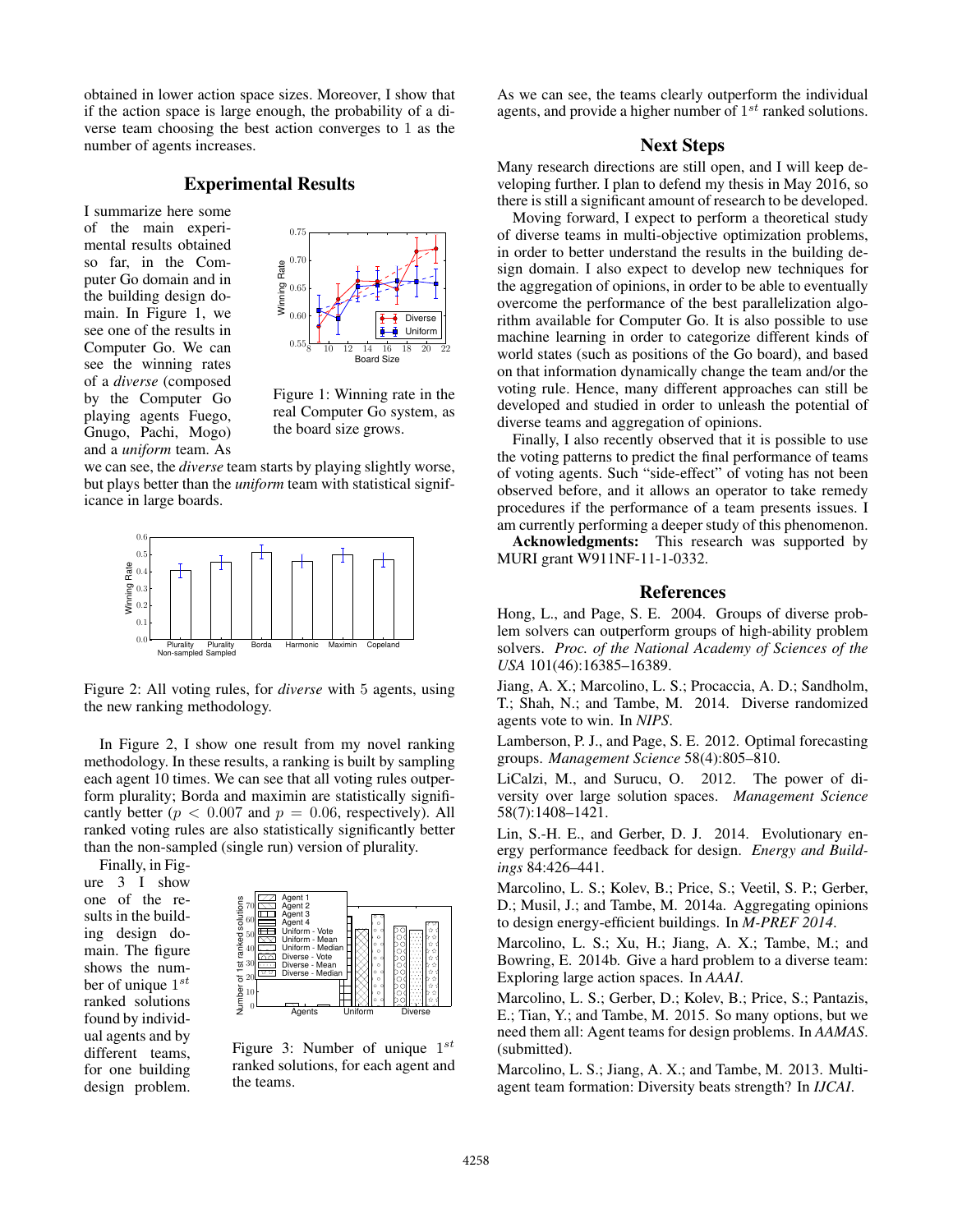obtained in lower action space sizes. Moreover, I show that if the action space is large enough, the probability of a diverse team choosing the best action converges to 1 as the number of agents increases.

## Experimental Results

I summarize here some of the main experimental results obtained so far, in the Computer Go domain and in the building design domain. In Figure 1, we see one of the results in Computer Go. We can see the winning rates of a *diverse* (composed by the Computer Go playing agents Fuego, Gnugo, Pachi, Mogo) and a *uniform* team. As we can see, the *diverse* team starts by playing slightly worse, but plays better than the *uniform* team with statistical significance in large boards.

Winning Rate
0.75
0.70
0.65
0.60
0.55
8 10 12 14 16 18 20 22
Board Size
Diverse
Uniform

Figure 1: Winning rate in the real Computer Go system, as the board size grows.

Winning Rate
0.6
0.5
0.4
0.3
0.2
0.1
0.0
Plurality Non-sampled
Plurality Sampled
Borda
Harmonic
Maximin
Copeland

Figure 2: All voting rules, for *diverse* with 5 agents, using the new ranking methodology.

In Figure 2, I show one result from my novel ranking methodology. In these results, a ranking is built by sampling each agent 10 times. We can see that all voting rules outperform plurality; Borda and maximin are statistically significantly better ($p < 0.007$ and $p = 0.06$, respectively). All ranked voting rules are also statistically significantly better than the non-sampled (single run) version of plurality.

Finally, in Figure 3 I show one of the results in the building design domain. The figure shows the number of unique $1^{st}$ ranked solutions found by individual agents and by different teams, for one building design problem. As we can see, the teams clearly outperform the individual agents, and provide a higher number of $1^{st}$ ranked solutions.

Number of 1st ranked solutions
70
60
50
40
30
20
10
0
Agents
Uniform
Diverse
Agent 1
Agent 2
Agent 3
Agent 4
Uniform - Vote
Uniform - Mean
Uniform - Median
Diverse - Vote
Diverse - Mean
Diverse - Median

Figure 3: Number of unique $1^{st}$ ranked solutions, for each agent and the teams.

## Next Steps

Many research directions are still open, and I will keep developing further. I plan to defend my thesis in May 2016, so there is still a significant amount of research to be developed.

Moving forward, I expect to perform a theoretical study of diverse teams in multi-objective optimization problems, in order to better understand the results in the building design domain. I also expect to develop new techniques for the aggregation of opinions, in order to be able to eventually overcome the performance of the best parallelization algorithm available for Computer Go. It is also possible to use machine learning in order to categorize different kinds of world states (such as positions of the Go board), and based on that information dynamically change the team and/or the voting rule. Hence, many different approaches can still be developed and studied in order to unleash the potential of diverse teams and aggregation of opinions.

Finally, I also recently observed that it is possible to use the voting patterns to predict the final performance of teams of voting agents. Such "side-effect" of voting has not been observed before, and it allows an operator to take remedy procedures if the performance of a team presents issues. I am currently performing a deeper study of this phenomenon.

**Acknowledgments:** This research was supported by MURI grant W911NF-11-1-0332.

## References

Hong, L., and Page, S. E. 2004. Groups of diverse problem solvers can outperform groups of high-ability problem solvers. *Proc. of the National Academy of Sciences of the USA* 101(46):16385–16389.

Jiang, A. X.; Marcolino, L. S.; Procaccia, A. D.; Sandholm, T.; Shah, N.; and Tambe, M. 2014. Diverse randomized agents vote to win. In *NIPS*.

Lamberson, P. J., and Page, S. E. 2012. Optimal forecasting groups. *Management Science* 58(4):805–810.

LiCalzi, M., and Surucu, O. 2012. The power of diversity over large solution spaces. *Management Science* 58(7):1408–1421.

Lin, S.-H. E., and Gerber, D. J. 2014. Evolutionary energy performance feedback for design. *Energy and Buildings* 84:426–441.

Marcolino, L. S.; Kolev, B.; Price, S.; Veetil, S. P.; Gerber, D.; Musil, J.; and Tambe, M. 2014a. Aggregating opinions to design energy-efficient buildings. In *M-PREF 2014*.

Marcolino, L. S.; Xu, H.; Jiang, A. X.; Tambe, M.; and Bowring, E. 2014b. Give a hard problem to a diverse team: Exploring large action spaces. In *AAAI*.

Marcolino, L. S.; Gerber, D.; Kolev, B.; Price, S.; Pantazis, E.; Tian, Y.; and Tambe, M. 2015. So many options, but we need them all: Agent teams for design problems. In *AAMAS*. (submitted).

Marcolino, L. S.; Jiang, A. X.; and Tambe, M. 2013. Multi-agent team formation: Diversity beats strength? In *IJCAI*.